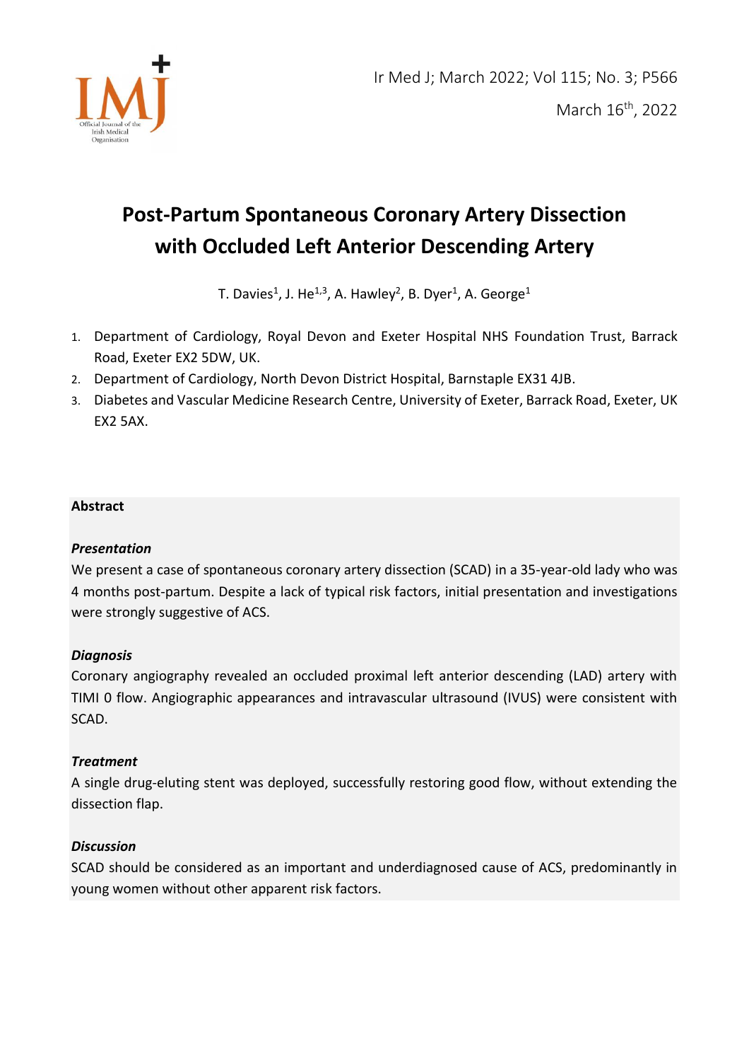# Post-Partum Spontaneous Coronary Artery Dissection with Occluded Left Anterior Descending Artery

T. Davies[1], J. He[1,3], A. Hawley[2], B. Dyer[1], A. George[1]

1. Department of Cardiology, Royal Devon and Exeter Hospital NHS Foundation Trust, Barrack Road, Exeter EX2 5DW, UK.
2. Department of Cardiology, North Devon District Hospital, Barnstaple EX31 4JB.
3. Diabetes and Vascular Medicine Research Centre, University of Exeter, Barrack Road, Exeter, UK EX2 5AX.

## Abstract

### *Presentation*

We present a case of spontaneous coronary artery dissection (SCAD) in a 35-year-old lady who was 4 months post-partum. Despite a lack of typical risk factors, initial presentation and investigations were strongly suggestive of ACS.

### *Diagnosis*

Coronary angiography revealed an occluded proximal left anterior descending (LAD) artery with TIMI 0 flow. Angiographic appearances and intravascular ultrasound (IVUS) were consistent with SCAD.

### *Treatment*

A single drug-eluting stent was deployed, successfully restoring good flow, without extending the dissection flap.

### *Discussion*

SCAD should be considered as an important and underdiagnosed cause of ACS, predominantly in young women without other apparent risk factors.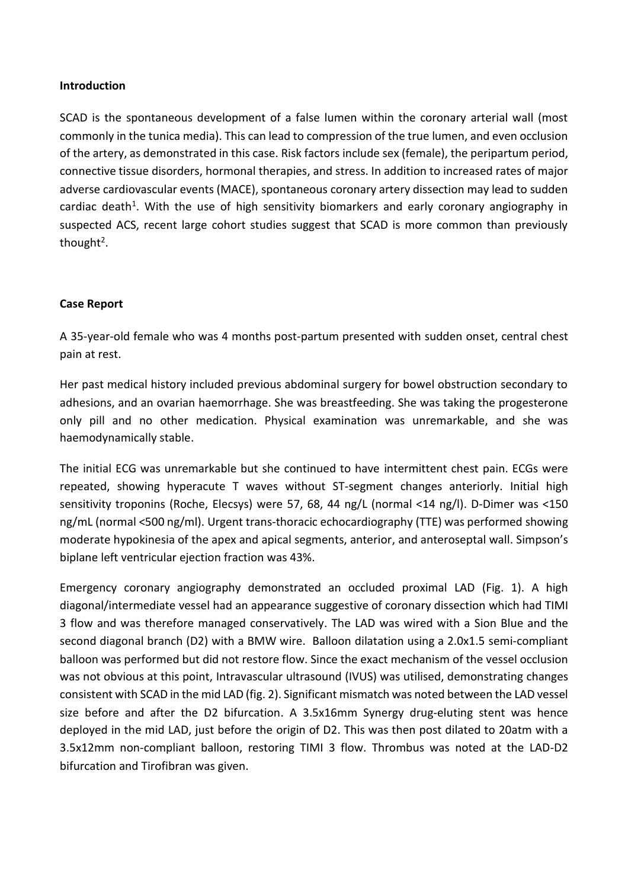**Introduction**

SCAD is the spontaneous development of a false lumen within the coronary arterial wall (most commonly in the tunica media). This can lead to compression of the true lumen, and even occlusion of the artery, as demonstrated in this case. Risk factors include sex (female), the peripartum period, connective tissue disorders, hormonal therapies, and stress. In addition to increased rates of major adverse cardiovascular events (MACE), spontaneous coronary artery dissection may lead to sudden cardiac death[1]. With the use of high sensitivity biomarkers and early coronary angiography in suspected ACS, recent large cohort studies suggest that SCAD is more common than previously thought[2].

**Case Report**

A 35-year-old female who was 4 months post-partum presented with sudden onset, central chest pain at rest.

Her past medical history included previous abdominal surgery for bowel obstruction secondary to adhesions, and an ovarian haemorrhage. She was breastfeeding. She was taking the progesterone only pill and no other medication. Physical examination was unremarkable, and she was haemodynamically stable.

The initial ECG was unremarkable but she continued to have intermittent chest pain. ECGs were repeated, showing hyperacute T waves without ST-segment changes anteriorly. Initial high sensitivity troponins (Roche, Elecsys) were 57, 68, 44 ng/L (normal <14 ng/l). D-Dimer was <150 ng/mL (normal <500 ng/ml). Urgent trans-thoracic echocardiography (TTE) was performed showing moderate hypokinesia of the apex and apical segments, anterior, and anteroseptal wall. Simpson's biplane left ventricular ejection fraction was 43%.

Emergency coronary angiography demonstrated an occluded proximal LAD (Fig. 1). A high diagonal/intermediate vessel had an appearance suggestive of coronary dissection which had TIMI 3 flow and was therefore managed conservatively. The LAD was wired with a Sion Blue and the second diagonal branch (D2) with a BMW wire. Balloon dilatation using a 2.0x1.5 semi-compliant balloon was performed but did not restore flow. Since the exact mechanism of the vessel occlusion was not obvious at this point, Intravascular ultrasound (IVUS) was utilised, demonstrating changes consistent with SCAD in the mid LAD (fig. 2). Significant mismatch was noted between the LAD vessel size before and after the D2 bifurcation. A 3.5x16mm Synergy drug-eluting stent was hence deployed in the mid LAD, just before the origin of D2. This was then post dilated to 20atm with a 3.5x12mm non-compliant balloon, restoring TIMI 3 flow. Thrombus was noted at the LAD-D2 bifurcation and Tirofibran was given.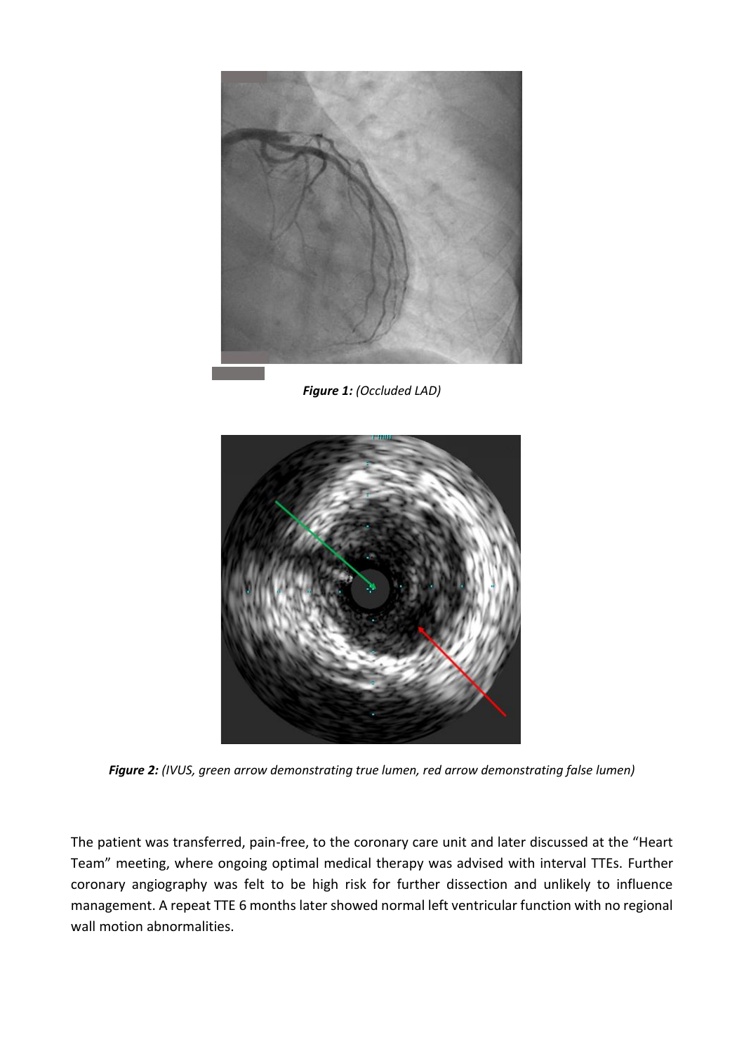***Figure 1:*** *(Occluded LAD)*

***Figure 2:*** *(IVUS, green arrow demonstrating true lumen, red arrow demonstrating false lumen)*

The patient was transferred, pain-free, to the coronary care unit and later discussed at the "Heart Team" meeting, where ongoing optimal medical therapy was advised with interval TTEs. Further coronary angiography was felt to be high risk for further dissection and unlikely to influence management. A repeat TTE 6 months later showed normal left ventricular function with no regional wall motion abnormalities.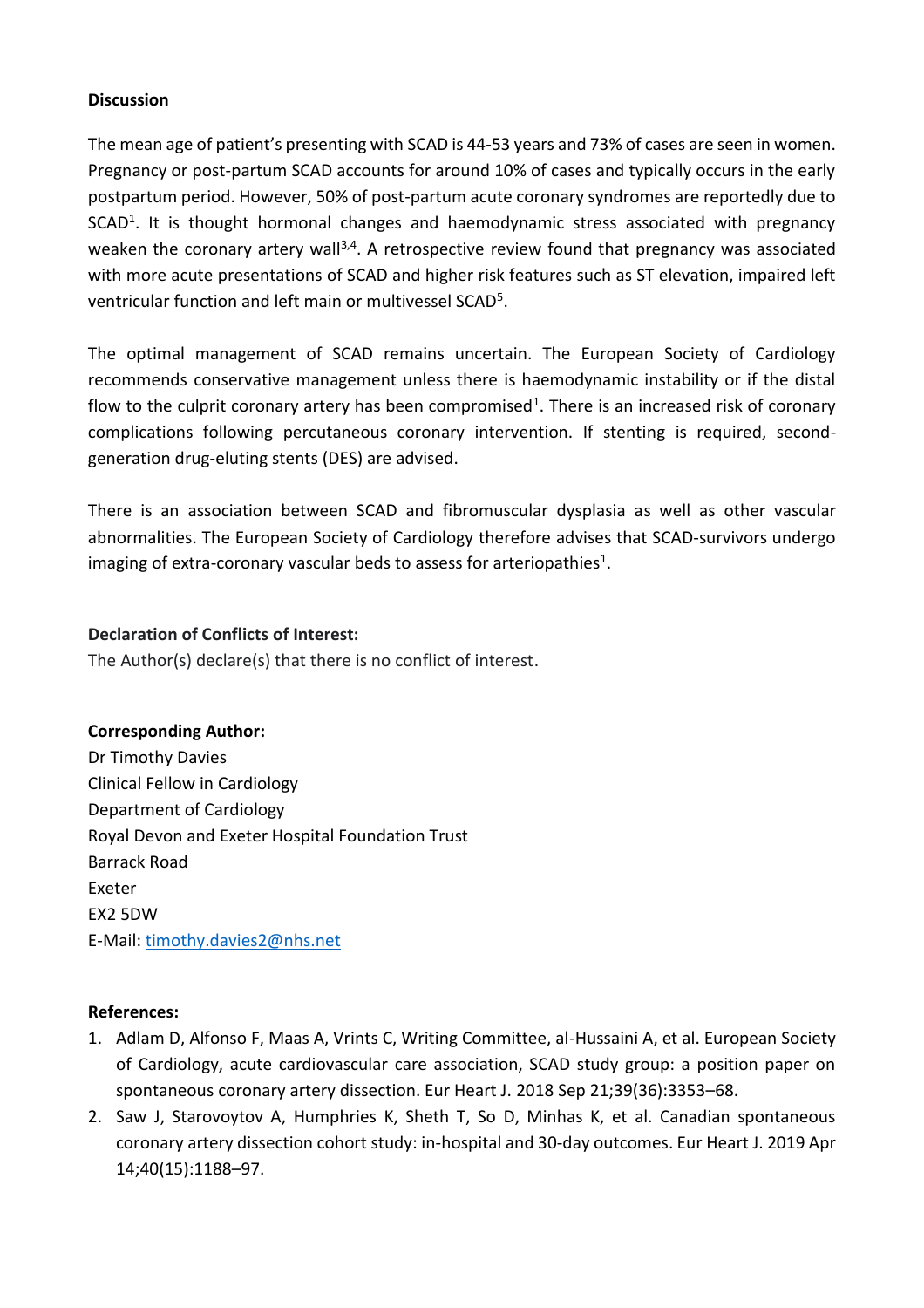**Discussion**

The mean age of patient's presenting with SCAD is 44-53 years and 73% of cases are seen in women. Pregnancy or post-partum SCAD accounts for around 10% of cases and typically occurs in the early postpartum period. However, 50% of post-partum acute coronary syndromes are reportedly due to SCAD[1]. It is thought hormonal changes and haemodynamic stress associated with pregnancy weaken the coronary artery wall[3,4]. A retrospective review found that pregnancy was associated with more acute presentations of SCAD and higher risk features such as ST elevation, impaired left ventricular function and left main or multivessel SCAD[5].

The optimal management of SCAD remains uncertain. The European Society of Cardiology recommends conservative management unless there is haemodynamic instability or if the distal flow to the culprit coronary artery has been compromised[1]. There is an increased risk of coronary complications following percutaneous coronary intervention. If stenting is required, second-generation drug-eluting stents (DES) are advised.

There is an association between SCAD and fibromuscular dysplasia as well as other vascular abnormalities. The European Society of Cardiology therefore advises that SCAD-survivors undergo imaging of extra-coronary vascular beds to assess for arteriopathies[1].

**Declaration of Conflicts of Interest:**
The Author(s) declare(s) that there is no conflict of interest.

**Corresponding Author:**
Dr Timothy Davies
Clinical Fellow in Cardiology
Department of Cardiology
Royal Devon and Exeter Hospital Foundation Trust
Barrack Road
Exeter
EX2 5DW
E-Mail: timothy.davies2@nhs.net

**References:**

1. Adlam D, Alfonso F, Maas A, Vrints C, Writing Committee, al-Hussaini A, et al. European Society of Cardiology, acute cardiovascular care association, SCAD study group: a position paper on spontaneous coronary artery dissection. Eur Heart J. 2018 Sep 21;39(36):3353–68.
2. Saw J, Starovoytov A, Humphries K, Sheth T, So D, Minhas K, et al. Canadian spontaneous coronary artery dissection cohort study: in-hospital and 30-day outcomes. Eur Heart J. 2019 Apr 14;40(15):1188–97.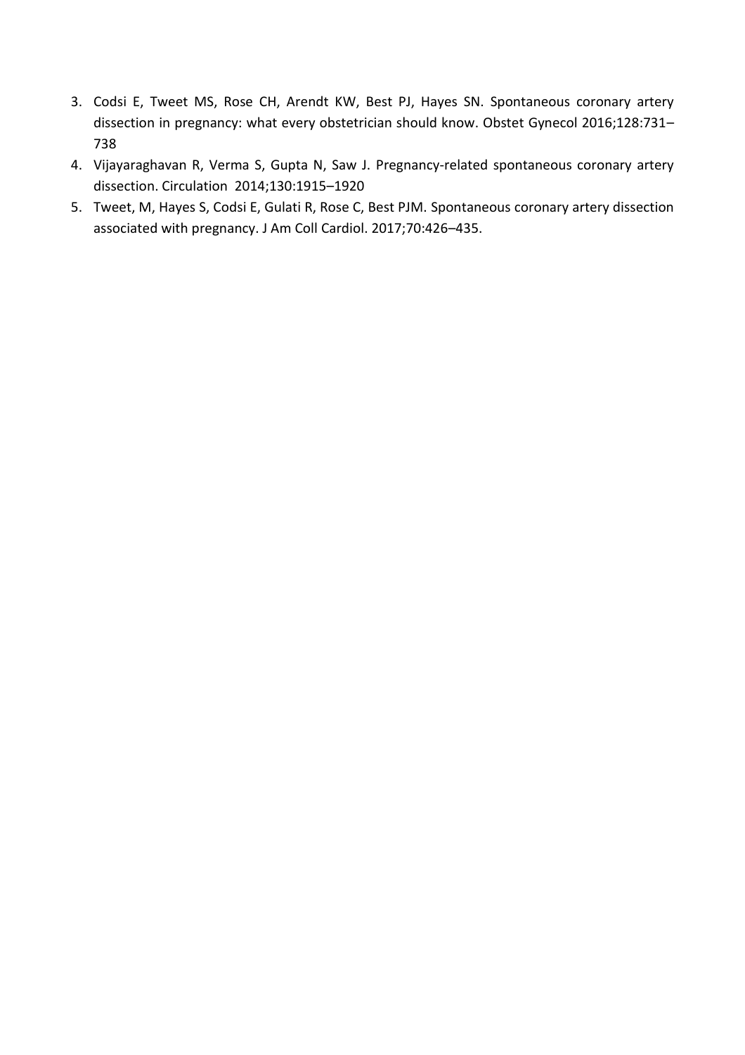3. Codsi E, Tweet MS, Rose CH, Arendt KW, Best PJ, Hayes SN. Spontaneous coronary artery dissection in pregnancy: what every obstetrician should know. Obstet Gynecol 2016;128:731–738
4. Vijayaraghavan R, Verma S, Gupta N, Saw J. Pregnancy-related spontaneous coronary artery dissection. Circulation 2014;130:1915–1920
5. Tweet, M, Hayes S, Codsi E, Gulati R, Rose C, Best PJM. Spontaneous coronary artery dissection associated with pregnancy. J Am Coll Cardiol. 2017;70:426–435.